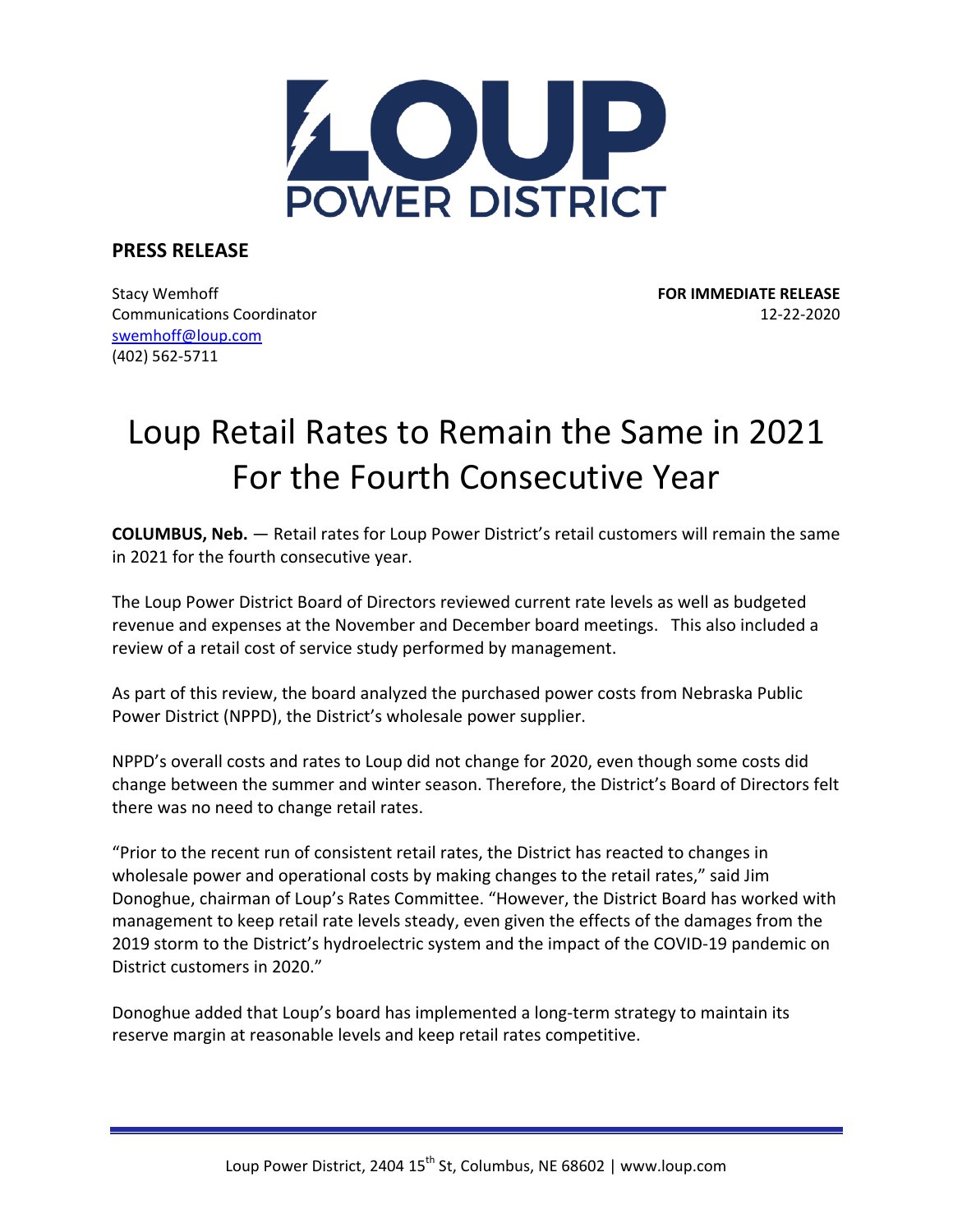# LOUP POWER DISTRICT

**PRESS RELEASE**

Stacy Wemhoff
Communications Coordinator
swemhoff@loup.com
(402) 562-5711

**FOR IMMEDIATE RELEASE**
12-22-2020

# Loup Retail Rates to Remain the Same in 2021 For the Fourth Consecutive Year

**COLUMBUS, Neb.** — Retail rates for Loup Power District's retail customers will remain the same in 2021 for the fourth consecutive year.

The Loup Power District Board of Directors reviewed current rate levels as well as budgeted revenue and expenses at the November and December board meetings. This also included a review of a retail cost of service study performed by management.

As part of this review, the board analyzed the purchased power costs from Nebraska Public Power District (NPPD), the District's wholesale power supplier.

NPPD's overall costs and rates to Loup did not change for 2020, even though some costs did change between the summer and winter season. Therefore, the District's Board of Directors felt there was no need to change retail rates.

"Prior to the recent run of consistent retail rates, the District has reacted to changes in wholesale power and operational costs by making changes to the retail rates," said Jim Donoghue, chairman of Loup's Rates Committee. "However, the District Board has worked with management to keep retail rate levels steady, even given the effects of the damages from the 2019 storm to the District's hydroelectric system and the impact of the COVID-19 pandemic on District customers in 2020."

Donoghue added that Loup's board has implemented a long-term strategy to maintain its reserve margin at reasonable levels and keep retail rates competitive.

Loup Power District, 2404 15th St, Columbus, NE 68602 | www.loup.com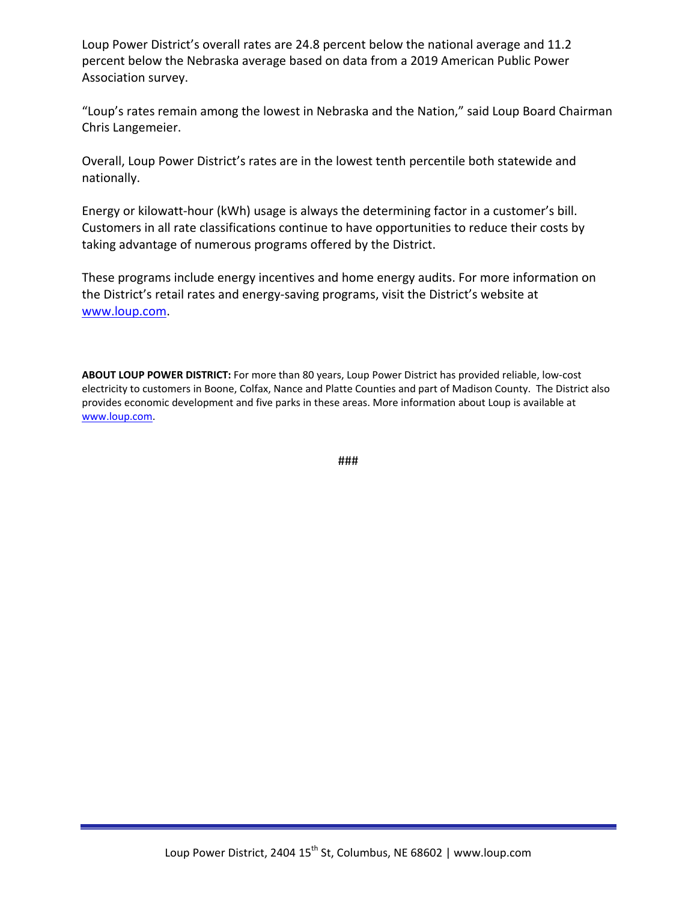Loup Power District's overall rates are 24.8 percent below the national average and 11.2 percent below the Nebraska average based on data from a 2019 American Public Power Association survey.

"Loup's rates remain among the lowest in Nebraska and the Nation," said Loup Board Chairman Chris Langemeier.

Overall, Loup Power District's rates are in the lowest tenth percentile both statewide and nationally.

Energy or kilowatt-hour (kWh) usage is always the determining factor in a customer's bill. Customers in all rate classifications continue to have opportunities to reduce their costs by taking advantage of numerous programs offered by the District.

These programs include energy incentives and home energy audits. For more information on the District's retail rates and energy-saving programs, visit the District's website at [www.loup.com](http://www.loup.com).

**ABOUT LOUP POWER DISTRICT:** For more than 80 years, Loup Power District has provided reliable, low-cost electricity to customers in Boone, Colfax, Nance and Platte Counties and part of Madison County. The District also provides economic development and five parks in these areas. More information about Loup is available at [www.loup.com](http://www.loup.com).

###